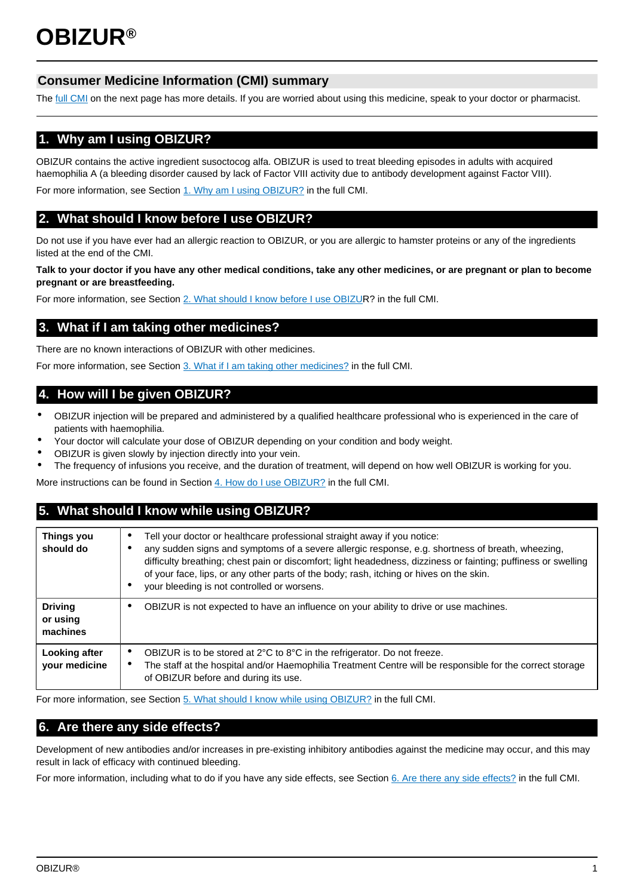# OBIZUR®

## Consumer Medicine Information (CMI) summary

The full CMI on the next page has more details. If you are worried about using this medicine, speak to your doctor or pharmacist.

## 1. Why am I using OBIZUR?

OBIZUR contains the active ingredient susoctocog alfa. OBIZUR is used to treat bleeding episodes in adults with acquired haemophilia A (a bleeding disorder caused by lack of Factor VIII activity due to antibody development against Factor VIII).

For more information, see Section 1. Why am I using OBIZUR? in the full CMI.

## 2. What should I know before I use OBIZUR?

Do not use if you have ever had an allergic reaction to OBIZUR, or you are allergic to hamster proteins or any of the ingredients listed at the end of the CMI.

**Talk to your doctor if you have any other medical conditions, take any other medicines, or are pregnant or plan to become pregnant or are breastfeeding.**

For more information, see Section 2. What should I know before I use OBIZUR? in the full CMI.

## 3. What if I am taking other medicines?

There are no known interactions of OBIZUR with other medicines.

For more information, see Section 3. What if I am taking other medicines? in the full CMI.

## 4. How will I be given OBIZUR?

- OBIZUR injection will be prepared and administered by a qualified healthcare professional who is experienced in the care of patients with haemophilia.
- Your doctor will calculate your dose of OBIZUR depending on your condition and body weight.
- OBIZUR is given slowly by injection directly into your vein.
- The frequency of infusions you receive, and the duration of treatment, will depend on how well OBIZUR is working for you.

More instructions can be found in Section 4. How do I use OBIZUR? in the full CMI.

## 5. What should I know while using OBIZUR?

| | |
|---|---|
| **Things you should do** | • Tell your doctor or healthcare professional straight away if you notice:<br>• any sudden signs and symptoms of a severe allergic response, e.g. shortness of breath, wheezing, difficulty breathing; chest pain or discomfort; light headedness, dizziness or fainting; puffiness or swelling of your face, lips, or any other parts of the body; rash, itching or hives on the skin.<br>• your bleeding is not controlled or worsens. |
| **Driving or using machines** | • OBIZUR is not expected to have an influence on your ability to drive or use machines. |
| **Looking after your medicine** | • OBIZUR is to be stored at 2°C to 8°C in the refrigerator. Do not freeze.<br>• The staff at the hospital and/or Haemophilia Treatment Centre will be responsible for the correct storage of OBIZUR before and during its use. |

For more information, see Section 5. What should I know while using OBIZUR? in the full CMI.

## 6. Are there any side effects?

Development of new antibodies and/or increases in pre-existing inhibitory antibodies against the medicine may occur, and this may result in lack of efficacy with continued bleeding.

For more information, including what to do if you have any side effects, see Section 6. Are there any side effects? in the full CMI.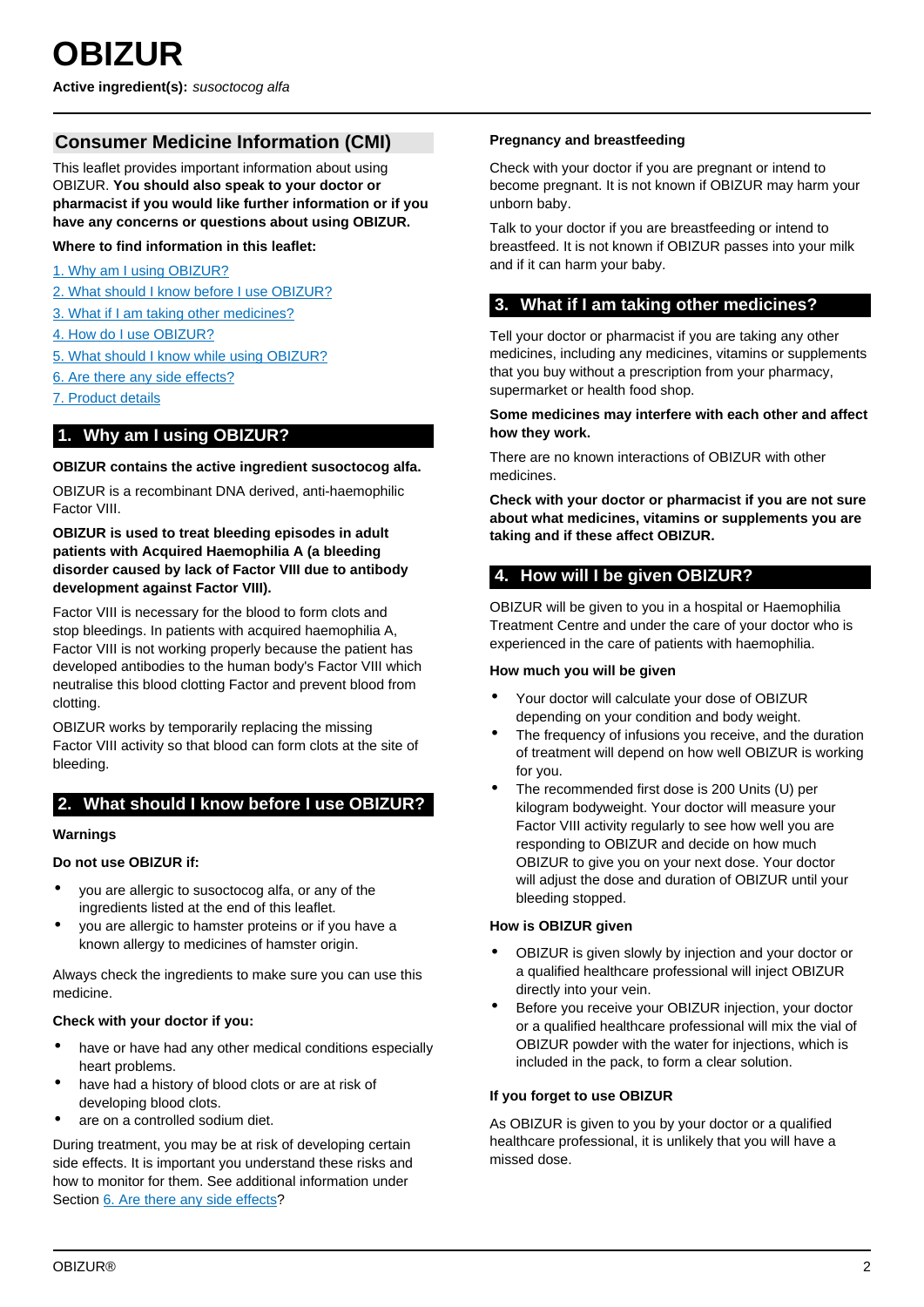# OBIZUR

**Active ingredient(s):** *susoctocog alfa*

## Consumer Medicine Information (CMI)

This leaflet provides important information about using OBIZUR. **You should also speak to your doctor or pharmacist if you would like further information or if you have any concerns or questions about using OBIZUR.**

**Where to find information in this leaflet:**

1. Why am I using OBIZUR?
2. What should I know before I use OBIZUR?
3. What if I am taking other medicines?
4. How do I use OBIZUR?
5. What should I know while using OBIZUR?
6. Are there any side effects?
7. Product details

## 1. Why am I using OBIZUR?

**OBIZUR contains the active ingredient susoctocog alfa.**

OBIZUR is a recombinant DNA derived, anti-haemophilic Factor VIII.

**OBIZUR is used to treat bleeding episodes in adult patients with Acquired Haemophilia A (a bleeding disorder caused by lack of Factor VIII due to antibody development against Factor VIII).**

Factor VIII is necessary for the blood to form clots and stop bleedings. In patients with acquired haemophilia A, Factor VIII is not working properly because the patient has developed antibodies to the human body's Factor VIII which neutralise this blood clotting Factor and prevent blood from clotting.

OBIZUR works by temporarily replacing the missing Factor VIII activity so that blood can form clots at the site of bleeding.

## 2. What should I know before I use OBIZUR?

### Warnings

**Do not use OBIZUR if:**

- you are allergic to susoctocog alfa, or any of the ingredients listed at the end of this leaflet.
- you are allergic to hamster proteins or if you have a known allergy to medicines of hamster origin.

Always check the ingredients to make sure you can use this medicine.

**Check with your doctor if you:**

- have or have had any other medical conditions especially heart problems.
- have had a history of blood clots or are at risk of developing blood clots.
- are on a controlled sodium diet.

During treatment, you may be at risk of developing certain side effects. It is important you understand these risks and how to monitor for them. See additional information under Section 6. Are there any side effects?

### Pregnancy and breastfeeding

Check with your doctor if you are pregnant or intend to become pregnant. It is not known if OBIZUR may harm your unborn baby.

Talk to your doctor if you are breastfeeding or intend to breastfeed. It is not known if OBIZUR passes into your milk and if it can harm your baby.

## 3. What if I am taking other medicines?

Tell your doctor or pharmacist if you are taking any other medicines, including any medicines, vitamins or supplements that you buy without a prescription from your pharmacy, supermarket or health food shop.

**Some medicines may interfere with each other and affect how they work.**

There are no known interactions of OBIZUR with other medicines.

**Check with your doctor or pharmacist if you are not sure about what medicines, vitamins or supplements you are taking and if these affect OBIZUR.**

## 4. How will I be given OBIZUR?

OBIZUR will be given to you in a hospital or Haemophilia Treatment Centre and under the care of your doctor who is experienced in the care of patients with haemophilia.

### How much you will be given

- Your doctor will calculate your dose of OBIZUR depending on your condition and body weight.
- The frequency of infusions you receive, and the duration of treatment will depend on how well OBIZUR is working for you.
- The recommended first dose is 200 Units (U) per kilogram bodyweight. Your doctor will measure your Factor VIII activity regularly to see how well you are responding to OBIZUR and decide on how much OBIZUR to give you on your next dose. Your doctor will adjust the dose and duration of OBIZUR until your bleeding stopped.

### How is OBIZUR given

- OBIZUR is given slowly by injection and your doctor or a qualified healthcare professional will inject OBIZUR directly into your vein.
- Before you receive your OBIZUR injection, your doctor or a qualified healthcare professional will mix the vial of OBIZUR powder with the water for injections, which is included in the pack, to form a clear solution.

### If you forget to use OBIZUR

As OBIZUR is given to you by your doctor or a qualified healthcare professional, it is unlikely that you will have a missed dose.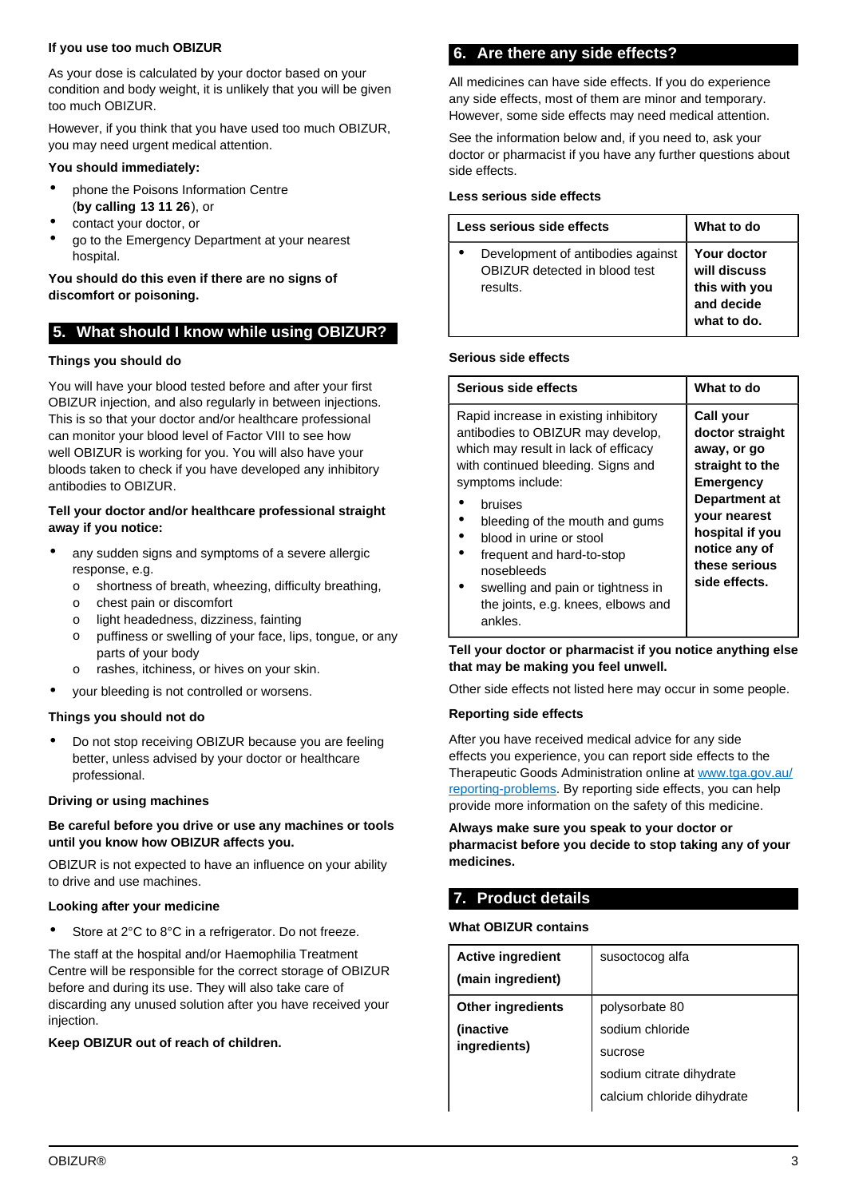### If you use too much OBIZUR

As your dose is calculated by your doctor based on your condition and body weight, it is unlikely that you will be given too much OBIZUR.

However, if you think that you have used too much OBIZUR, you may need urgent medical attention.

**You should immediately:**

- phone the Poisons Information Centre (**by calling 13 11 26**), or
- contact your doctor, or
- go to the Emergency Department at your nearest hospital.

**You should do this even if there are no signs of discomfort or poisoning.**

## 5. What should I know while using OBIZUR?

### Things you should do

You will have your blood tested before and after your first OBIZUR injection, and also regularly in between injections. This is so that your doctor and/or healthcare professional can monitor your blood level of Factor VIII to see how well OBIZUR is working for you. You will also have your bloods taken to check if you have developed any inhibitory antibodies to OBIZUR.

**Tell your doctor and/or healthcare professional straight away if you notice:**

- any sudden signs and symptoms of a severe allergic response, e.g.
  - shortness of breath, wheezing, difficulty breathing,
  - chest pain or discomfort
  - light headedness, dizziness, fainting
  - puffiness or swelling of your face, lips, tongue, or any parts of your body
  - rashes, itchiness, or hives on your skin.
- your bleeding is not controlled or worsens.

### Things you should not do

- Do not stop receiving OBIZUR because you are feeling better, unless advised by your doctor or healthcare professional.

### Driving or using machines

**Be careful before you drive or use any machines or tools until you know how OBIZUR affects you.**

OBIZUR is not expected to have an influence on your ability to drive and use machines.

### Looking after your medicine

- Store at 2°C to 8°C in a refrigerator. Do not freeze.

The staff at the hospital and/or Haemophilia Treatment Centre will be responsible for the correct storage of OBIZUR before and during its use. They will also take care of discarding any unused solution after you have received your injection.

**Keep OBIZUR out of reach of children.**

## 6. Are there any side effects?

All medicines can have side effects. If you do experience any side effects, most of them are minor and temporary. However, some side effects may need medical attention.

See the information below and, if you need to, ask your doctor or pharmacist if you have any further questions about side effects.

### Less serious side effects

| Less serious side effects | What to do |
|---|---|
| • Development of antibodies against OBIZUR detected in blood test results. | **Your doctor will discuss this with you and decide what to do.** |

### Serious side effects

| Serious side effects | What to do |
|---|---|
| Rapid increase in existing inhibitory antibodies to OBIZUR may develop, which may result in lack of efficacy with continued bleeding. Signs and symptoms include:<br>• bruises<br>• bleeding of the mouth and gums<br>• blood in urine or stool<br>• frequent and hard-to-stop nosebleeds<br>• swelling and pain or tightness in the joints, e.g. knees, elbows and ankles. | **Call your doctor straight away, or go straight to the Emergency Department at your nearest hospital if you notice any of these serious side effects.** |

**Tell your doctor or pharmacist if you notice anything else that may be making you feel unwell.**

Other side effects not listed here may occur in some people.

### Reporting side effects

After you have received medical advice for any side effects you experience, you can report side effects to the Therapeutic Goods Administration online at www.tga.gov.au/reporting-problems. By reporting side effects, you can help provide more information on the safety of this medicine.

**Always make sure you speak to your doctor or pharmacist before you decide to stop taking any of your medicines.**

## 7. Product details

### What OBIZUR contains

| | |
|---|---|
| **Active ingredient (main ingredient)** | susoctocog alfa |
| **Other ingredients (inactive ingredients)** | polysorbate 80<br>sodium chloride<br>sucrose<br>sodium citrate dihydrate<br>calcium chloride dihydrate |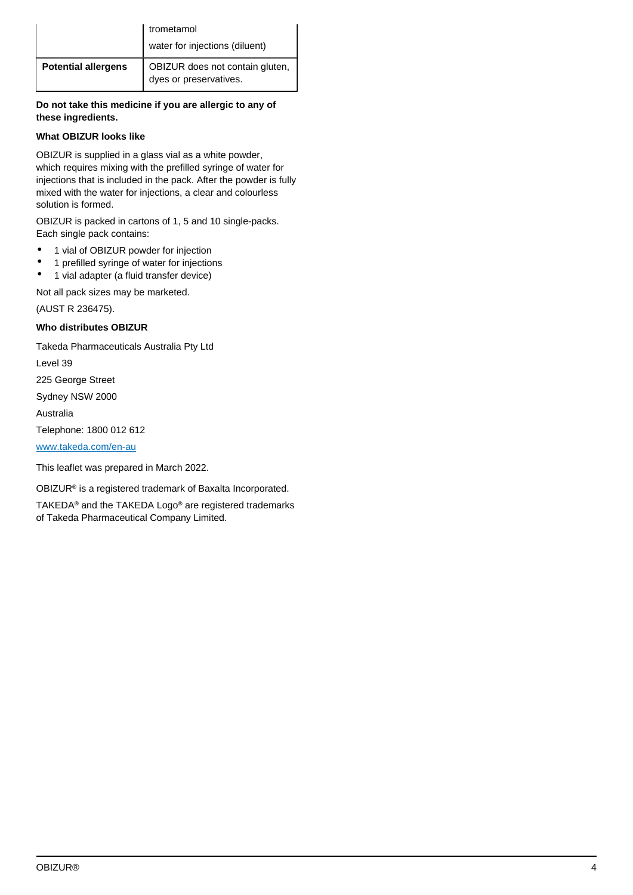| | |
|---|---|
| | trometamol<br>water for injections (diluent) |
| **Potential allergens** | OBIZUR does not contain gluten, dyes or preservatives. |

**Do not take this medicine if you are allergic to any of these ingredients.**

### What OBIZUR looks like

OBIZUR is supplied in a glass vial as a white powder, which requires mixing with the prefilled syringe of water for injections that is included in the pack. After the powder is fully mixed with the water for injections, a clear and colourless solution is formed.

OBIZUR is packed in cartons of 1, 5 and 10 single-packs. Each single pack contains:

- 1 vial of OBIZUR powder for injection
- 1 prefilled syringe of water for injections
- 1 vial adapter (a fluid transfer device)

Not all pack sizes may be marketed.

(AUST R 236475).

### Who distributes OBIZUR

Takeda Pharmaceuticals Australia Pty Ltd

Level 39

225 George Street

Sydney NSW 2000

Australia

Telephone: 1800 012 612

www.takeda.com/en-au

This leaflet was prepared in March 2022.

OBIZUR® is a registered trademark of Baxalta Incorporated.

TAKEDA® and the TAKEDA Logo® are registered trademarks of Takeda Pharmaceutical Company Limited.